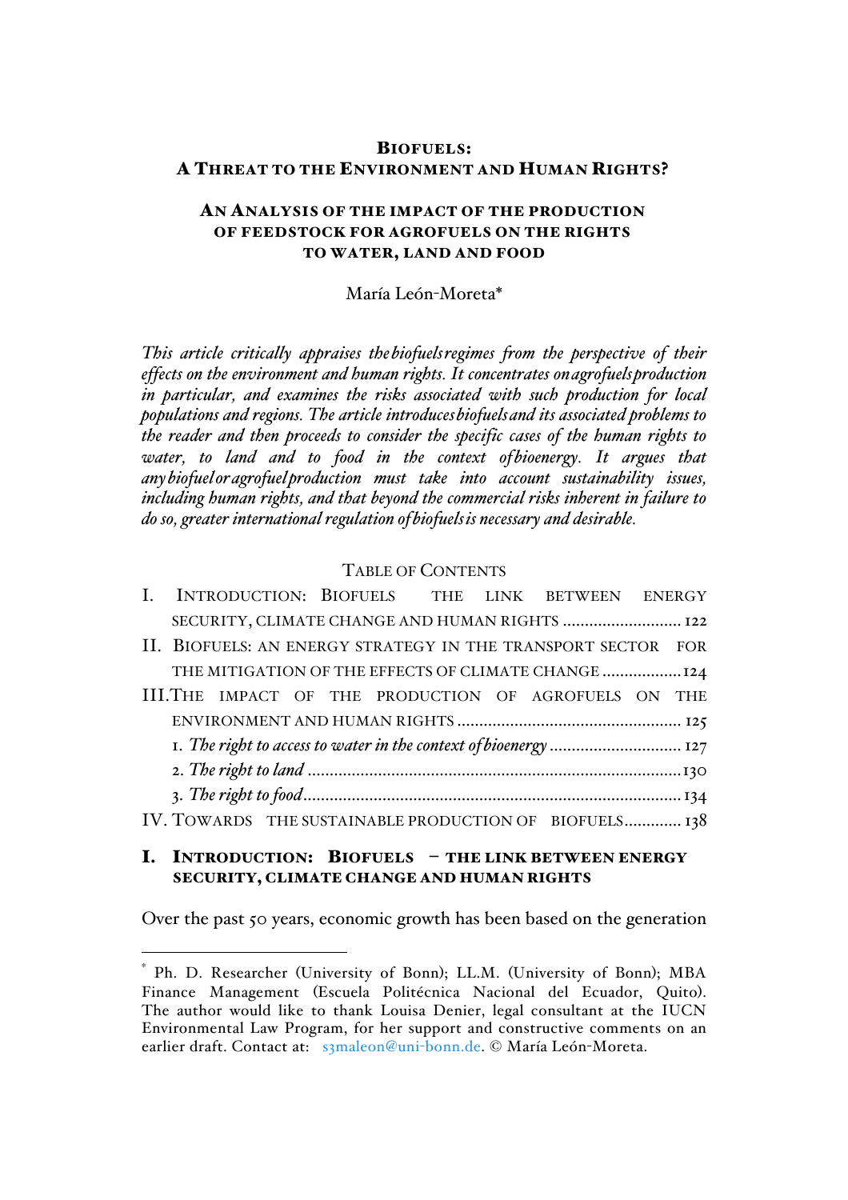# BIOFUELS: A THREAT TO THE ENVIRONMENT AND HUMAN RIGHTS?

## AN ANALYSIS OF THE IMPACT OF THE PRODUCTION OF FEEDSTOCK FOR AGROFUELS ON THE RIGHTS TO WATER, LAND AND FOOD

María León-Moreta*

*This article critically appraises the biofuels regimes from the perspective of their effects on the environment and human rights. It concentrates on agrofuels production in particular, and examines the risks associated with such production for local populations and regions. The article introduces biofuels and its associated problems to the reader and then proceeds to consider the specific cases of the human rights to water, to land and to food in the context of bioenergy. It argues that any biofuel or agrofuel production must take into account sustainability issues, including human rights, and that beyond the commercial risks inherent in failure to do so, greater international regulation of biofuels is necessary and desirable.*

TABLE OF CONTENTS

I. INTRODUCTION: BIOFUELS THE LINK BETWEEN ENERGY SECURITY, CLIMATE CHANGE AND HUMAN RIGHTS ........................... 122
II. BIOFUELS: AN ENERGY STRATEGY IN THE TRANSPORT SECTOR FOR THE MITIGATION OF THE EFFECTS OF CLIMATE CHANGE .................. 124
III. THE IMPACT OF THE PRODUCTION OF AGROFUELS ON THE ENVIRONMENT AND HUMAN RIGHTS .................................................. 125
 1. *The right to access to water in the context of bioenergy* ............................. 127
 2. *The right to land* .................................................................................... 130
 3. *The right to food* ..................................................................................... 134
IV. TOWARDS THE SUSTAINABLE PRODUCTION OF BIOFUELS............. 138

## I. INTRODUCTION: BIOFUELS – THE LINK BETWEEN ENERGY SECURITY, CLIMATE CHANGE AND HUMAN RIGHTS

Over the past 50 years, economic growth has been based on the generation

---

* Ph. D. Researcher (University of Bonn); LL.M. (University of Bonn); MBA Finance Management (Escuela Politécnica Nacional del Ecuador, Quito). The author would like to thank Louisa Denier, legal consultant at the IUCN Environmental Law Program, for her support and constructive comments on an earlier draft. Contact at: s3maleon@uni-bonn.de. © María León-Moreta.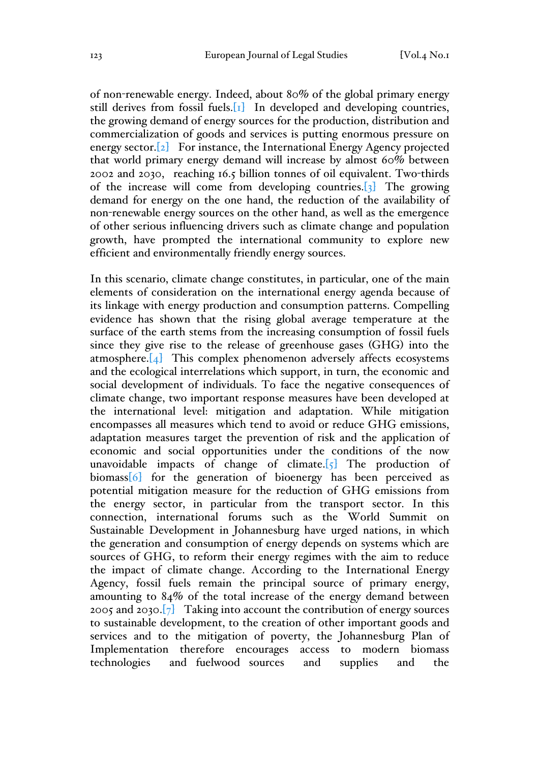of non-renewable energy. Indeed, about 80% of the global primary energy still derives from fossil fuels.[1] In developed and developing countries, the growing demand of energy sources for the production, distribution and commercialization of goods and services is putting enormous pressure on energy sector.[2] For instance, the International Energy Agency projected that world primary energy demand will increase by almost 60% between 2002 and 2030, reaching 16.5 billion tonnes of oil equivalent. Two-thirds of the increase will come from developing countries.[3] The growing demand for energy on the one hand, the reduction of the availability of non-renewable energy sources on the other hand, as well as the emergence of other serious influencing drivers such as climate change and population growth, have prompted the international community to explore new efficient and environmentally friendly energy sources.

In this scenario, climate change constitutes, in particular, one of the main elements of consideration on the international energy agenda because of its linkage with energy production and consumption patterns. Compelling evidence has shown that the rising global average temperature at the surface of the earth stems from the increasing consumption of fossil fuels since they give rise to the release of greenhouse gases (GHG) into the atmosphere.[4] This complex phenomenon adversely affects ecosystems and the ecological interrelations which support, in turn, the economic and social development of individuals. To face the negative consequences of climate change, two important response measures have been developed at the international level: mitigation and adaptation. While mitigation encompasses all measures which tend to avoid or reduce GHG emissions, adaptation measures target the prevention of risk and the application of economic and social opportunities under the conditions of the now unavoidable impacts of change of climate.[5] The production of biomass[6] for the generation of bioenergy has been perceived as potential mitigation measure for the reduction of GHG emissions from the energy sector, in particular from the transport sector. In this connection, international forums such as the World Summit on Sustainable Development in Johannesburg have urged nations, in which the generation and consumption of energy depends on systems which are sources of GHG, to reform their energy regimes with the aim to reduce the impact of climate change. According to the International Energy Agency, fossil fuels remain the principal source of primary energy, amounting to 84% of the total increase of the energy demand between 2005 and 2030.[7] Taking into account the contribution of energy sources to sustainable development, to the creation of other important goods and services and to the mitigation of poverty, the Johannesburg Plan of Implementation therefore encourages access to modern biomass technologies and fuelwood sources and supplies and the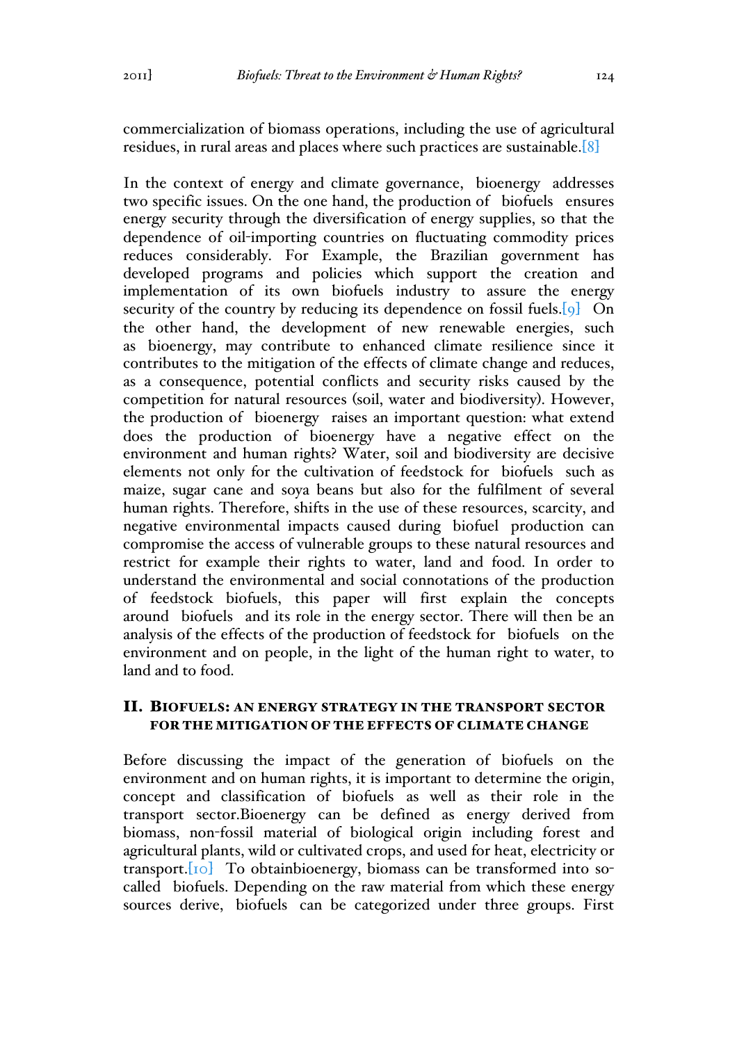commercialization of biomass operations, including the use of agricultural residues, in rural areas and places where such practices are sustainable.[8]

In the context of energy and climate governance, bioenergy addresses two specific issues. On the one hand, the production of biofuels ensures energy security through the diversification of energy supplies, so that the dependence of oil-importing countries on fluctuating commodity prices reduces considerably. For Example, the Brazilian government has developed programs and policies which support the creation and implementation of its own biofuels industry to assure the energy security of the country by reducing its dependence on fossil fuels.[9] On the other hand, the development of new renewable energies, such as bioenergy, may contribute to enhanced climate resilience since it contributes to the mitigation of the effects of climate change and reduces, as a consequence, potential conflicts and security risks caused by the competition for natural resources (soil, water and biodiversity). However, the production of bioenergy raises an important question: what extend does the production of bioenergy have a negative effect on the environment and human rights? Water, soil and biodiversity are decisive elements not only for the cultivation of feedstock for biofuels such as maize, sugar cane and soya beans but also for the fulfilment of several human rights. Therefore, shifts in the use of these resources, scarcity, and negative environmental impacts caused during biofuel production can compromise the access of vulnerable groups to these natural resources and restrict for example their rights to water, land and food. In order to understand the environmental and social connotations of the production of feedstock biofuels, this paper will first explain the concepts around biofuels and its role in the energy sector. There will then be an analysis of the effects of the production of feedstock for biofuels on the environment and on people, in the light of the human right to water, to land and to food.

## II. Biofuels: An Energy Strategy in the Transport Sector for the Mitigation of the Effects of Climate Change

Before discussing the impact of the generation of biofuels on the environment and on human rights, it is important to determine the origin, concept and classification of biofuels as well as their role in the transport sector.Bioenergy can be defined as energy derived from biomass, non-fossil material of biological origin including forest and agricultural plants, wild or cultivated crops, and used for heat, electricity or transport.[10] To obtainbioenergy, biomass can be transformed into so-called biofuels. Depending on the raw material from which these energy sources derive, biofuels can be categorized under three groups. First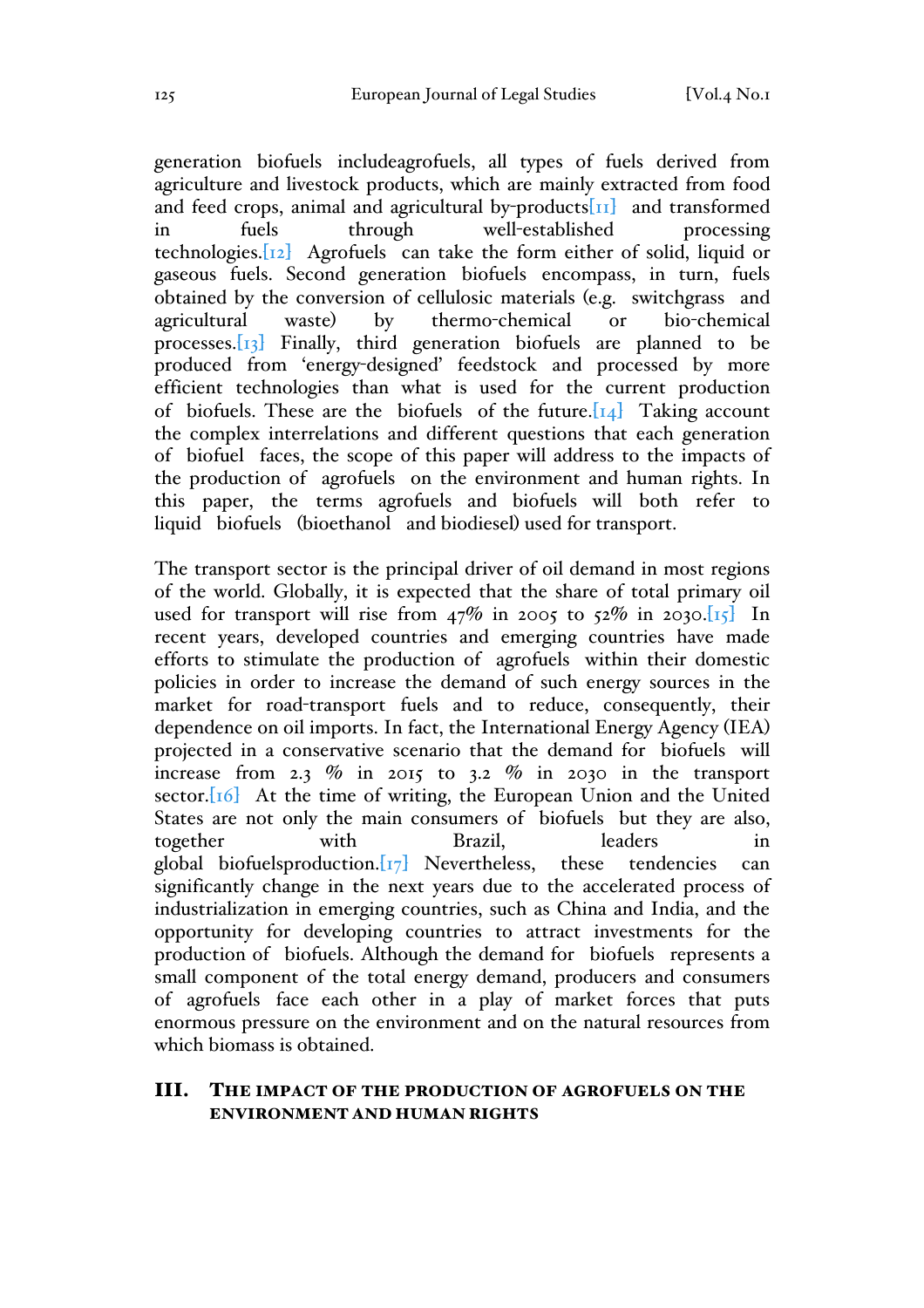generation biofuels includeagrofuels, all types of fuels derived from agriculture and livestock products, which are mainly extracted from food and feed crops, animal and agricultural by-products[11] and transformed in fuels through well-established processing technologies.[12] Agrofuels can take the form either of solid, liquid or gaseous fuels. Second generation biofuels encompass, in turn, fuels obtained by the conversion of cellulosic materials (e.g. switchgrass and agricultural waste) by thermo-chemical or bio-chemical processes.[13] Finally, third generation biofuels are planned to be produced from 'energy-designed' feedstock and processed by more efficient technologies than what is used for the current production of biofuels. These are the biofuels of the future.[14] Taking account the complex interrelations and different questions that each generation of biofuel faces, the scope of this paper will address to the impacts of the production of agrofuels on the environment and human rights. In this paper, the terms agrofuels and biofuels will both refer to liquid biofuels (bioethanol and biodiesel) used for transport.

The transport sector is the principal driver of oil demand in most regions of the world. Globally, it is expected that the share of total primary oil used for transport will rise from 47% in 2005 to 52% in 2030.[15] In recent years, developed countries and emerging countries have made efforts to stimulate the production of agrofuels within their domestic policies in order to increase the demand of such energy sources in the market for road-transport fuels and to reduce, consequently, their dependence on oil imports. In fact, the International Energy Agency (IEA) projected in a conservative scenario that the demand for biofuels will increase from 2.3 % in 2015 to 3.2 % in 2030 in the transport sector.[16] At the time of writing, the European Union and the United States are not only the main consumers of biofuels but they are also, together with Brazil, leaders in global biofuelsproduction.[17] Nevertheless, these tendencies can significantly change in the next years due to the accelerated process of industrialization in emerging countries, such as China and India, and the opportunity for developing countries to attract investments for the production of biofuels. Although the demand for biofuels represents a small component of the total energy demand, producers and consumers of agrofuels face each other in a play of market forces that puts enormous pressure on the environment and on the natural resources from which biomass is obtained.

## III. THE IMPACT OF THE PRODUCTION OF AGROFUELS ON THE ENVIRONMENT AND HUMAN RIGHTS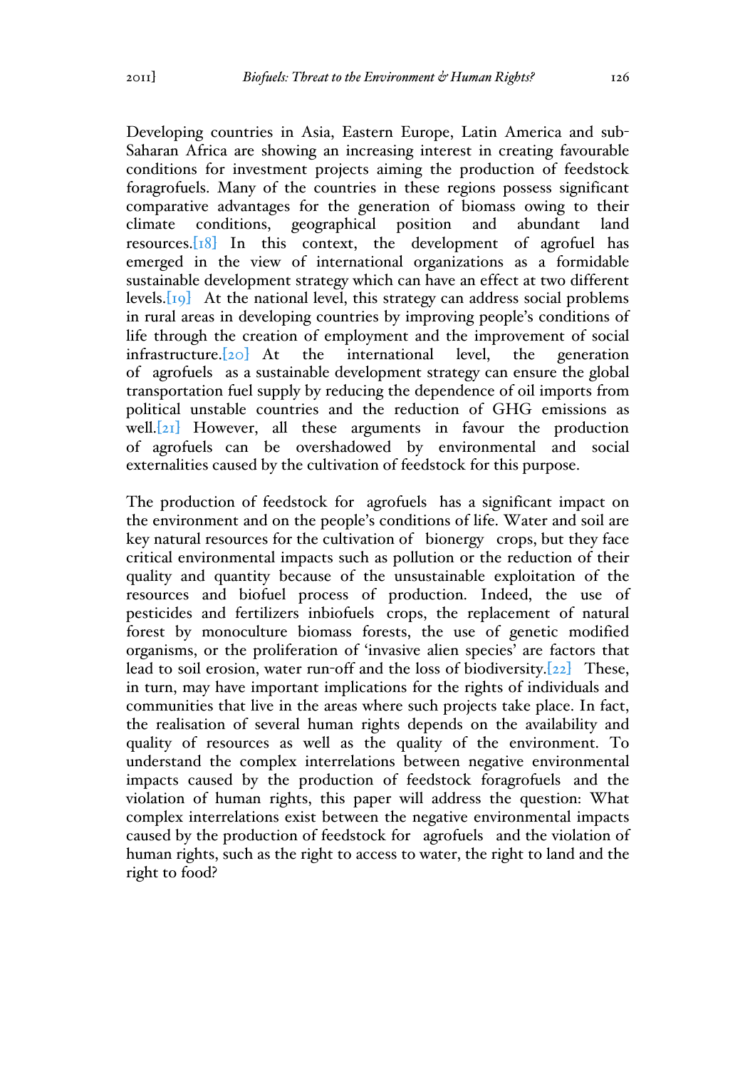Developing countries in Asia, Eastern Europe, Latin America and sub-Saharan Africa are showing an increasing interest in creating favourable conditions for investment projects aiming the production of feedstock foragrofuels. Many of the countries in these regions possess significant comparative advantages for the generation of biomass owing to their climate conditions, geographical position and abundant land resources.[18] In this context, the development of agrofuel has emerged in the view of international organizations as a formidable sustainable development strategy which can have an effect at two different levels.[19] At the national level, this strategy can address social problems in rural areas in developing countries by improving people's conditions of life through the creation of employment and the improvement of social infrastructure.[20] At the international level, the generation of agrofuels as a sustainable development strategy can ensure the global transportation fuel supply by reducing the dependence of oil imports from political unstable countries and the reduction of GHG emissions as well.[21] However, all these arguments in favour the production of agrofuels can be overshadowed by environmental and social externalities caused by the cultivation of feedstock for this purpose.

The production of feedstock for agrofuels has a significant impact on the environment and on the people's conditions of life. Water and soil are key natural resources for the cultivation of bionergy crops, but they face critical environmental impacts such as pollution or the reduction of their quality and quantity because of the unsustainable exploitation of the resources and biofuel process of production. Indeed, the use of pesticides and fertilizers inbiofuels crops, the replacement of natural forest by monoculture biomass forests, the use of genetic modified organisms, or the proliferation of 'invasive alien species' are factors that lead to soil erosion, water run-off and the loss of biodiversity.[22] These, in turn, may have important implications for the rights of individuals and communities that live in the areas where such projects take place. In fact, the realisation of several human rights depends on the availability and quality of resources as well as the quality of the environment. To understand the complex interrelations between negative environmental impacts caused by the production of feedstock foragrofuels and the violation of human rights, this paper will address the question: What complex interrelations exist between the negative environmental impacts caused by the production of feedstock for agrofuels and the violation of human rights, such as the right to access to water, the right to land and the right to food?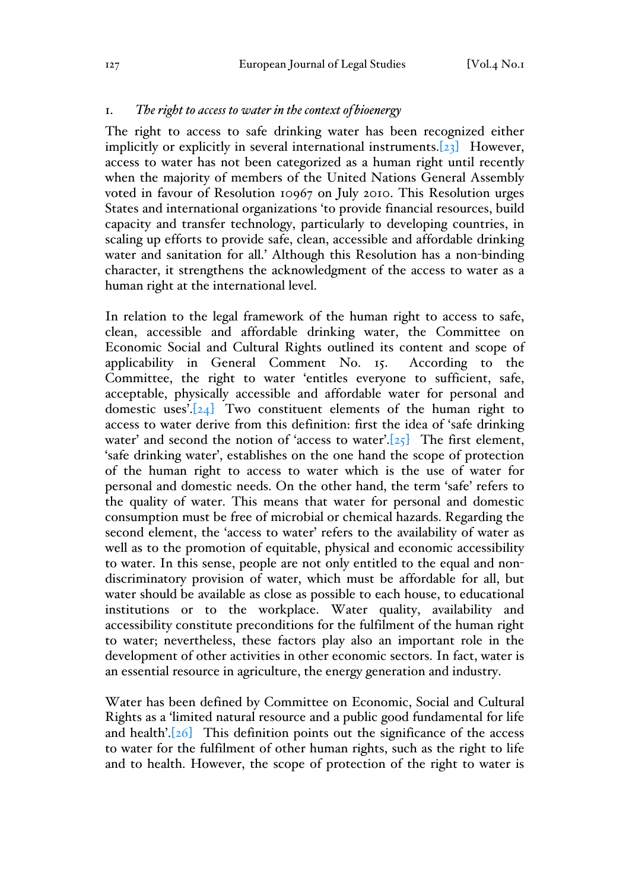1. *The right to access to water in the context of bioenergy*

The right to access to safe drinking water has been recognized either implicitly or explicitly in several international instruments.[23] However, access to water has not been categorized as a human right until recently when the majority of members of the United Nations General Assembly voted in favour of Resolution 10967 on July 2010. This Resolution urges States and international organizations 'to provide financial resources, build capacity and transfer technology, particularly to developing countries, in scaling up efforts to provide safe, clean, accessible and affordable drinking water and sanitation for all.' Although this Resolution has a non-binding character, it strengthens the acknowledgment of the access to water as a human right at the international level.

In relation to the legal framework of the human right to access to safe, clean, accessible and affordable drinking water, the Committee on Economic Social and Cultural Rights outlined its content and scope of applicability in General Comment No. 15. According to the Committee, the right to water 'entitles everyone to sufficient, safe, acceptable, physically accessible and affordable water for personal and domestic uses'.[24] Two constituent elements of the human right to access to water derive from this definition: first the idea of 'safe drinking water' and second the notion of 'access to water'.[25] The first element, 'safe drinking water', establishes on the one hand the scope of protection of the human right to access to water which is the use of water for personal and domestic needs. On the other hand, the term 'safe' refers to the quality of water. This means that water for personal and domestic consumption must be free of microbial or chemical hazards. Regarding the second element, the 'access to water' refers to the availability of water as well as to the promotion of equitable, physical and economic accessibility to water. In this sense, people are not only entitled to the equal and non-discriminatory provision of water, which must be affordable for all, but water should be available as close as possible to each house, to educational institutions or to the workplace. Water quality, availability and accessibility constitute preconditions for the fulfilment of the human right to water; nevertheless, these factors play also an important role in the development of other activities in other economic sectors. In fact, water is an essential resource in agriculture, the energy generation and industry.

Water has been defined by Committee on Economic, Social and Cultural Rights as a 'limited natural resource and a public good fundamental for life and health'.[26] This definition points out the significance of the access to water for the fulfilment of other human rights, such as the right to life and to health. However, the scope of protection of the right to water is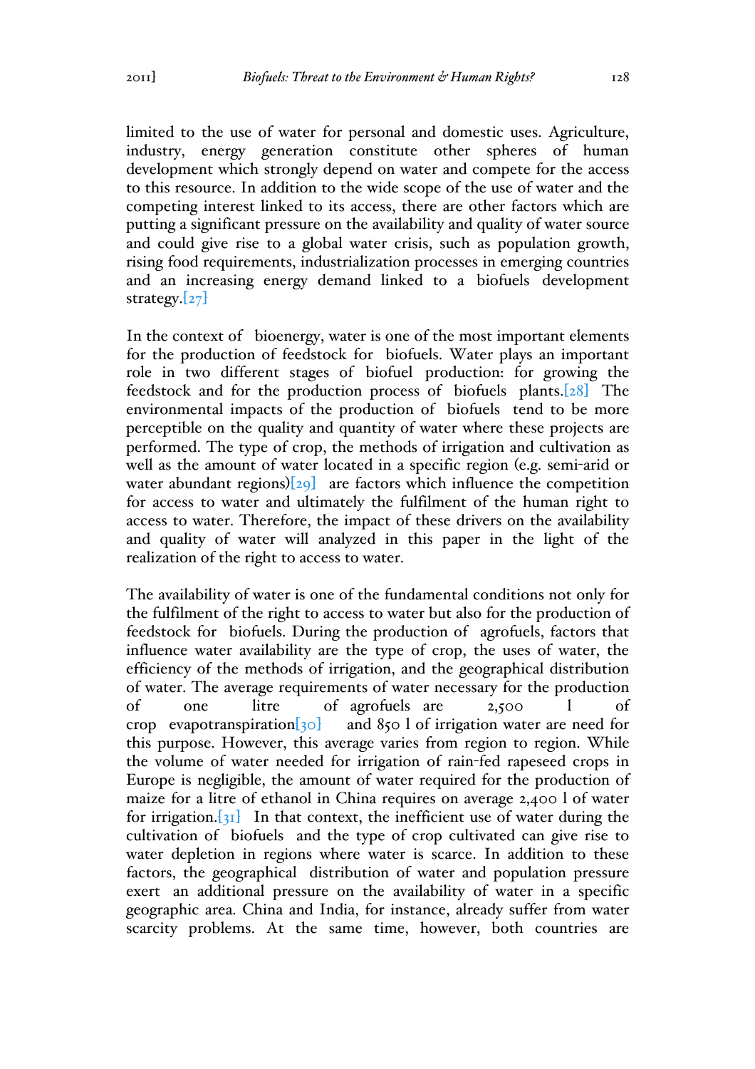limited to the use of water for personal and domestic uses. Agriculture, industry, energy generation constitute other spheres of human development which strongly depend on water and compete for the access to this resource. In addition to the wide scope of the use of water and the competing interest linked to its access, there are other factors which are putting a significant pressure on the availability and quality of water source and could give rise to a global water crisis, such as population growth, rising food requirements, industrialization processes in emerging countries and an increasing energy demand linked to a biofuels development strategy.[27]

In the context of bioenergy, water is one of the most important elements for the production of feedstock for biofuels. Water plays an important role in two different stages of biofuel production: for growing the feedstock and for the production process of biofuels plants.[28] The environmental impacts of the production of biofuels tend to be more perceptible on the quality and quantity of water where these projects are performed. The type of crop, the methods of irrigation and cultivation as well as the amount of water located in a specific region (e.g. semi-arid or water abundant regions)[29] are factors which influence the competition for access to water and ultimately the fulfilment of the human right to access to water. Therefore, the impact of these drivers on the availability and quality of water will analyzed in this paper in the light of the realization of the right to access to water.

The availability of water is one of the fundamental conditions not only for the fulfilment of the right to access to water but also for the production of feedstock for biofuels. During the production of agrofuels, factors that influence water availability are the type of crop, the uses of water, the efficiency of the methods of irrigation, and the geographical distribution of water. The average requirements of water necessary for the production of one litre of agrofuels are 2,500 l of crop evapotranspiration[30] and 850 l of irrigation water are need for this purpose. However, this average varies from region to region. While the volume of water needed for irrigation of rain-fed rapeseed crops in Europe is negligible, the amount of water required for the production of maize for a litre of ethanol in China requires on average 2,400 l of water for irrigation.[31] In that context, the inefficient use of water during the cultivation of biofuels and the type of crop cultivated can give rise to water depletion in regions where water is scarce. In addition to these factors, the geographical distribution of water and population pressure exert an additional pressure on the availability of water in a specific geographic area. China and India, for instance, already suffer from water scarcity problems. At the same time, however, both countries are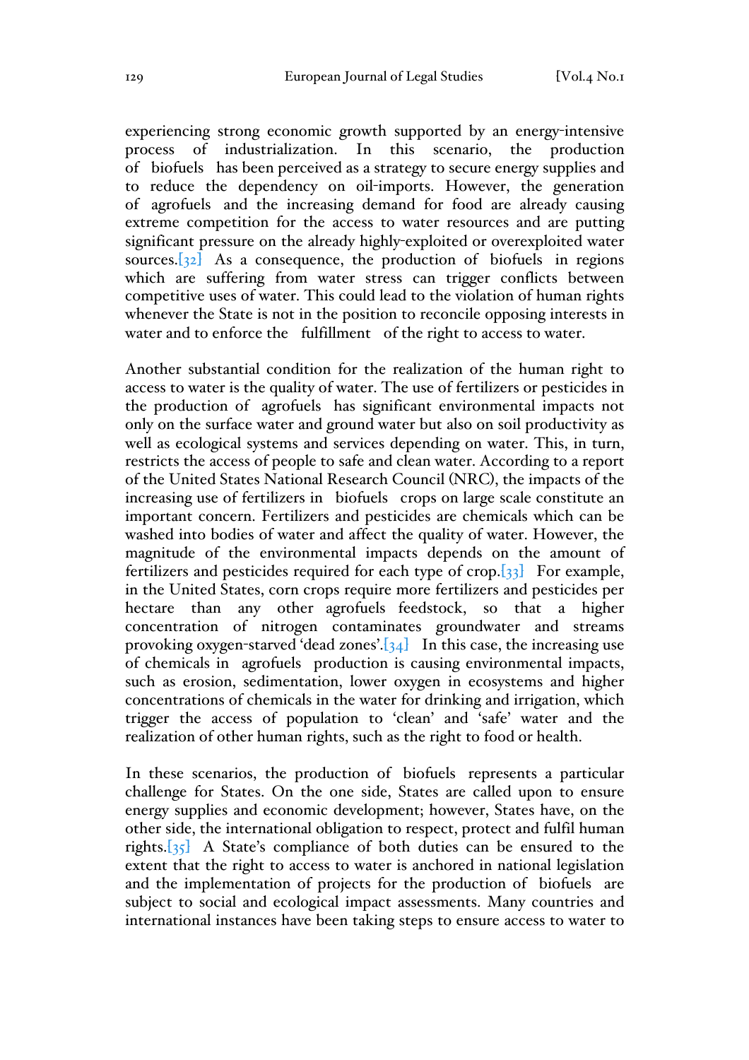experiencing strong economic growth supported by an energy-intensive process of industrialization. In this scenario, the production of biofuels has been perceived as a strategy to secure energy supplies and to reduce the dependency on oil-imports. However, the generation of agrofuels and the increasing demand for food are already causing extreme competition for the access to water resources and are putting significant pressure on the already highly-exploited or overexploited water sources.[32] As a consequence, the production of biofuels in regions which are suffering from water stress can trigger conflicts between competitive uses of water. This could lead to the violation of human rights whenever the State is not in the position to reconcile opposing interests in water and to enforce the fulfillment of the right to access to water.

Another substantial condition for the realization of the human right to access to water is the quality of water. The use of fertilizers or pesticides in the production of agrofuels has significant environmental impacts not only on the surface water and ground water but also on soil productivity as well as ecological systems and services depending on water. This, in turn, restricts the access of people to safe and clean water. According to a report of the United States National Research Council (NRC), the impacts of the increasing use of fertilizers in biofuels crops on large scale constitute an important concern. Fertilizers and pesticides are chemicals which can be washed into bodies of water and affect the quality of water. However, the magnitude of the environmental impacts depends on the amount of fertilizers and pesticides required for each type of crop.[33] For example, in the United States, corn crops require more fertilizers and pesticides per hectare than any other agrofuels feedstock, so that a higher concentration of nitrogen contaminates groundwater and streams provoking oxygen-starved 'dead zones'.[34] In this case, the increasing use of chemicals in agrofuels production is causing environmental impacts, such as erosion, sedimentation, lower oxygen in ecosystems and higher concentrations of chemicals in the water for drinking and irrigation, which trigger the access of population to 'clean' and 'safe' water and the realization of other human rights, such as the right to food or health.

In these scenarios, the production of biofuels represents a particular challenge for States. On the one side, States are called upon to ensure energy supplies and economic development; however, States have, on the other side, the international obligation to respect, protect and fulfil human rights.[35] A State's compliance of both duties can be ensured to the extent that the right to access to water is anchored in national legislation and the implementation of projects for the production of biofuels are subject to social and ecological impact assessments. Many countries and international instances have been taking steps to ensure access to water to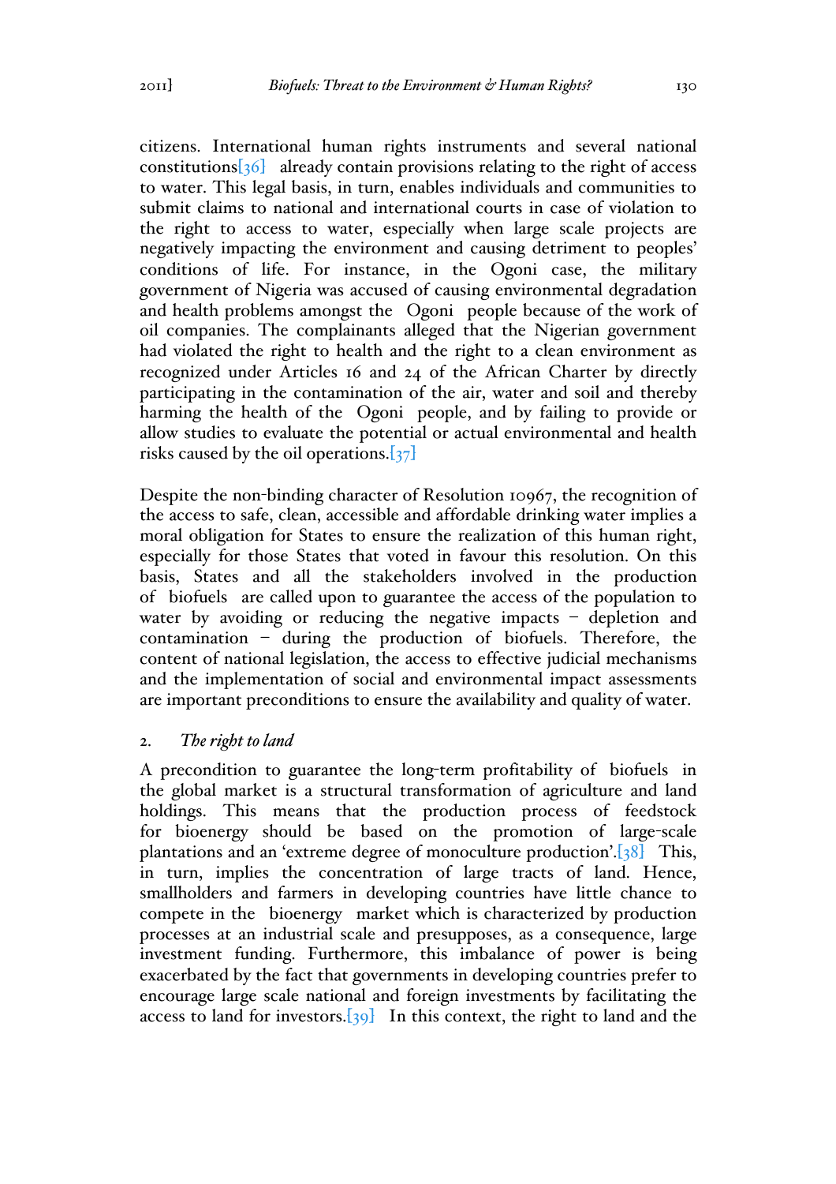citizens. International human rights instruments and several national constitutions[36] already contain provisions relating to the right of access to water. This legal basis, in turn, enables individuals and communities to submit claims to national and international courts in case of violation to the right to access to water, especially when large scale projects are negatively impacting the environment and causing detriment to peoples' conditions of life. For instance, in the Ogoni case, the military government of Nigeria was accused of causing environmental degradation and health problems amongst the Ogoni people because of the work of oil companies. The complainants alleged that the Nigerian government had violated the right to health and the right to a clean environment as recognized under Articles 16 and 24 of the African Charter by directly participating in the contamination of the air, water and soil and thereby harming the health of the Ogoni people, and by failing to provide or allow studies to evaluate the potential or actual environmental and health risks caused by the oil operations.[37]

Despite the non-binding character of Resolution 10967, the recognition of the access to safe, clean, accessible and affordable drinking water implies a moral obligation for States to ensure the realization of this human right, especially for those States that voted in favour this resolution. On this basis, States and all the stakeholders involved in the production of biofuels are called upon to guarantee the access of the population to water by avoiding or reducing the negative impacts – depletion and contamination – during the production of biofuels. Therefore, the content of national legislation, the access to effective judicial mechanisms and the implementation of social and environmental impact assessments are important preconditions to ensure the availability and quality of water.

### 2. *The right to land*

A precondition to guarantee the long-term profitability of biofuels in the global market is a structural transformation of agriculture and land holdings. This means that the production process of feedstock for bioenergy should be based on the promotion of large-scale plantations and an 'extreme degree of monoculture production'.[38] This, in turn, implies the concentration of large tracts of land. Hence, smallholders and farmers in developing countries have little chance to compete in the bioenergy market which is characterized by production processes at an industrial scale and presupposes, as a consequence, large investment funding. Furthermore, this imbalance of power is being exacerbated by the fact that governments in developing countries prefer to encourage large scale national and foreign investments by facilitating the access to land for investors.[39] In this context, the right to land and the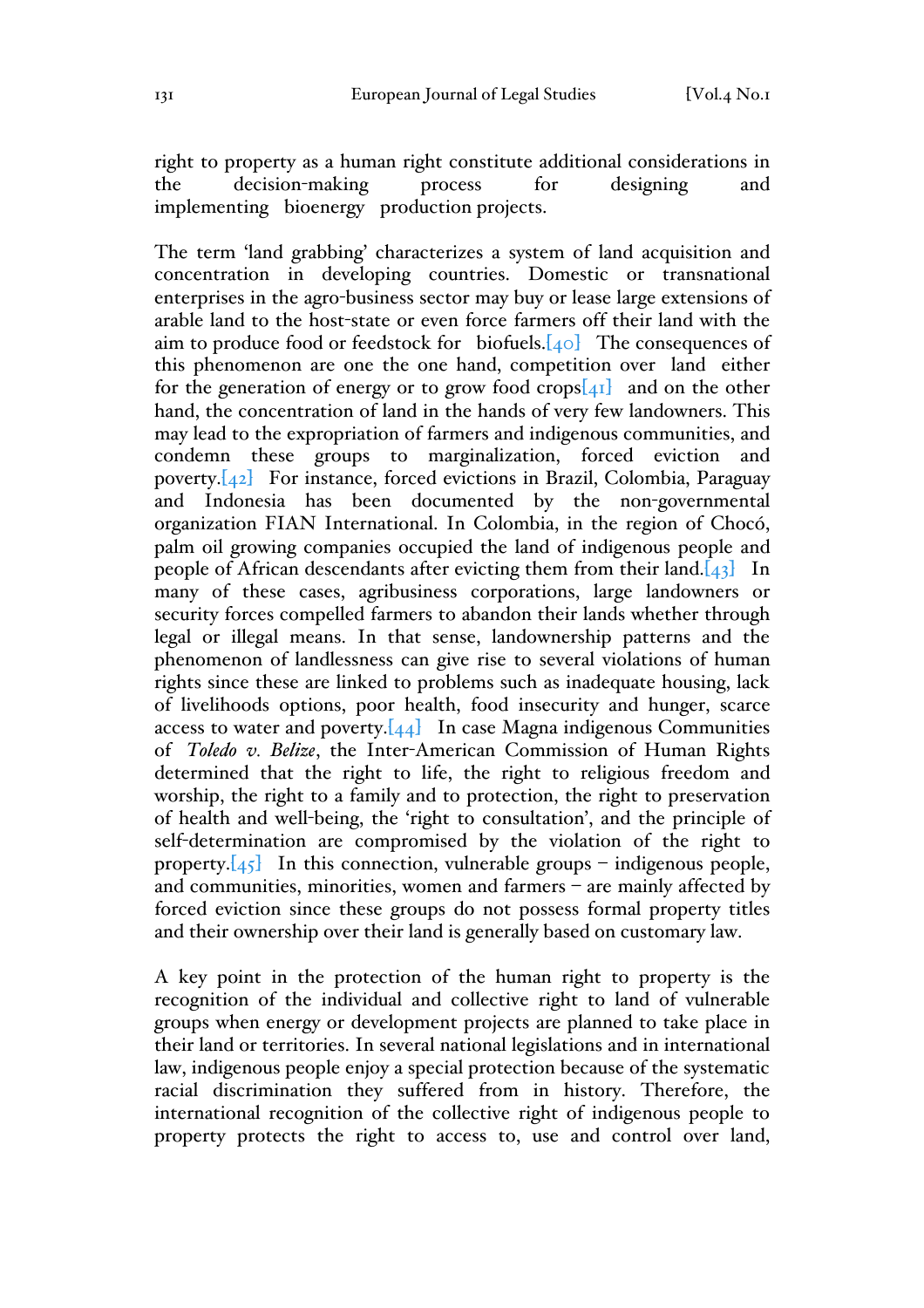right to property as a human right constitute additional considerations in the decision-making process for designing and implementing bioenergy production projects.

The term 'land grabbing' characterizes a system of land acquisition and concentration in developing countries. Domestic or transnational enterprises in the agro-business sector may buy or lease large extensions of arable land to the host-state or even force farmers off their land with the aim to produce food or feedstock for biofuels.[40] The consequences of this phenomenon are one the one hand, competition over land either for the generation of energy or to grow food crops[41] and on the other hand, the concentration of land in the hands of very few landowners. This may lead to the expropriation of farmers and indigenous communities, and condemn these groups to marginalization, forced eviction and poverty.[42] For instance, forced evictions in Brazil, Colombia, Paraguay and Indonesia has been documented by the non-governmental organization FIAN International. In Colombia, in the region of Chocó, palm oil growing companies occupied the land of indigenous people and people of African descendants after evicting them from their land.[43] In many of these cases, agribusiness corporations, large landowners or security forces compelled farmers to abandon their lands whether through legal or illegal means. In that sense, landownership patterns and the phenomenon of landlessness can give rise to several violations of human rights since these are linked to problems such as inadequate housing, lack of livelihoods options, poor health, food insecurity and hunger, scarce access to water and poverty.[44] In case Magna indigenous Communities of *Toledo v. Belize*, the Inter-American Commission of Human Rights determined that the right to life, the right to religious freedom and worship, the right to a family and to protection, the right to preservation of health and well-being, the 'right to consultation', and the principle of self-determination are compromised by the violation of the right to property.[45] In this connection, vulnerable groups – indigenous people, and communities, minorities, women and farmers – are mainly affected by forced eviction since these groups do not possess formal property titles and their ownership over their land is generally based on customary law.

A key point in the protection of the human right to property is the recognition of the individual and collective right to land of vulnerable groups when energy or development projects are planned to take place in their land or territories. In several national legislations and in international law, indigenous people enjoy a special protection because of the systematic racial discrimination they suffered from in history. Therefore, the international recognition of the collective right of indigenous people to property protects the right to access to, use and control over land,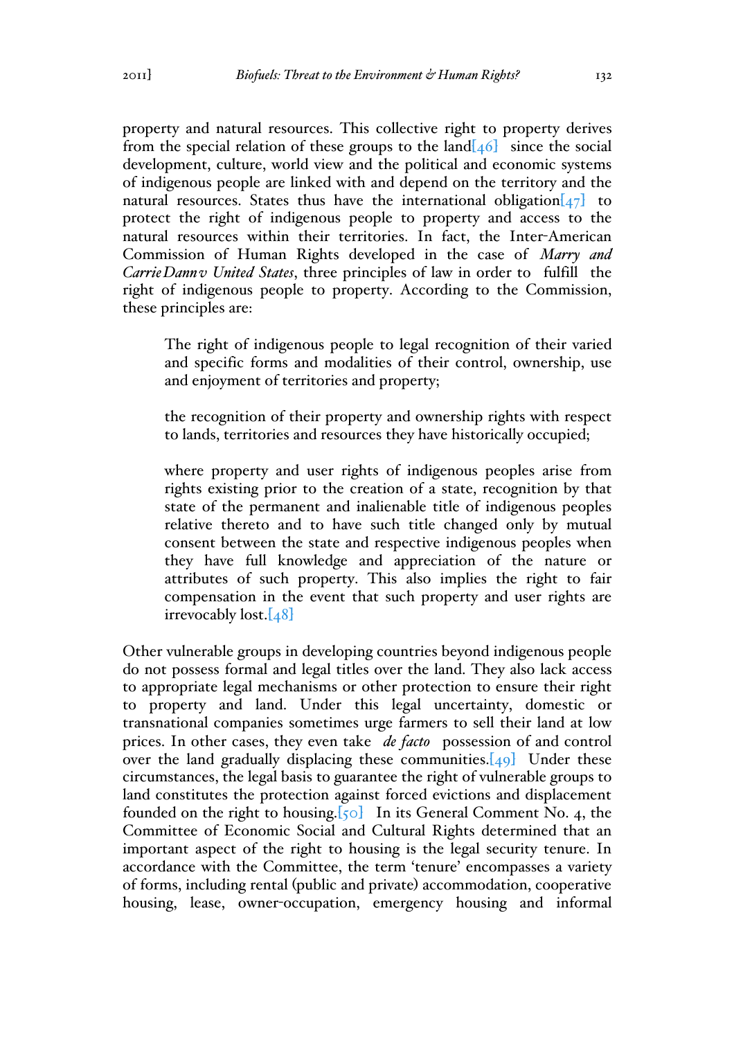property and natural resources. This collective right to property derives from the special relation of these groups to the land[46] since the social development, culture, world view and the political and economic systems of indigenous people are linked with and depend on the territory and the natural resources. States thus have the international obligation[47] to protect the right of indigenous people to property and access to the natural resources within their territories. In fact, the Inter-American Commission of Human Rights developed in the case of *Marry and Carrie Dann v United States*, three principles of law in order to fulfill the right of indigenous people to property. According to the Commission, these principles are:

> The right of indigenous people to legal recognition of their varied and specific forms and modalities of their control, ownership, use and enjoyment of territories and property;
>
> the recognition of their property and ownership rights with respect to lands, territories and resources they have historically occupied;
>
> where property and user rights of indigenous peoples arise from rights existing prior to the creation of a state, recognition by that state of the permanent and inalienable title of indigenous peoples relative thereto and to have such title changed only by mutual consent between the state and respective indigenous peoples when they have full knowledge and appreciation of the nature or attributes of such property. This also implies the right to fair compensation in the event that such property and user rights are irrevocably lost.[48]

Other vulnerable groups in developing countries beyond indigenous people do not possess formal and legal titles over the land. They also lack access to appropriate legal mechanisms or other protection to ensure their right to property and land. Under this legal uncertainty, domestic or transnational companies sometimes urge farmers to sell their land at low prices. In other cases, they even take *de facto* possession of and control over the land gradually displacing these communities.[49] Under these circumstances, the legal basis to guarantee the right of vulnerable groups to land constitutes the protection against forced evictions and displacement founded on the right to housing.[50] In its General Comment No. 4, the Committee of Economic Social and Cultural Rights determined that an important aspect of the right to housing is the legal security tenure. In accordance with the Committee, the term 'tenure' encompasses a variety of forms, including rental (public and private) accommodation, cooperative housing, lease, owner-occupation, emergency housing and informal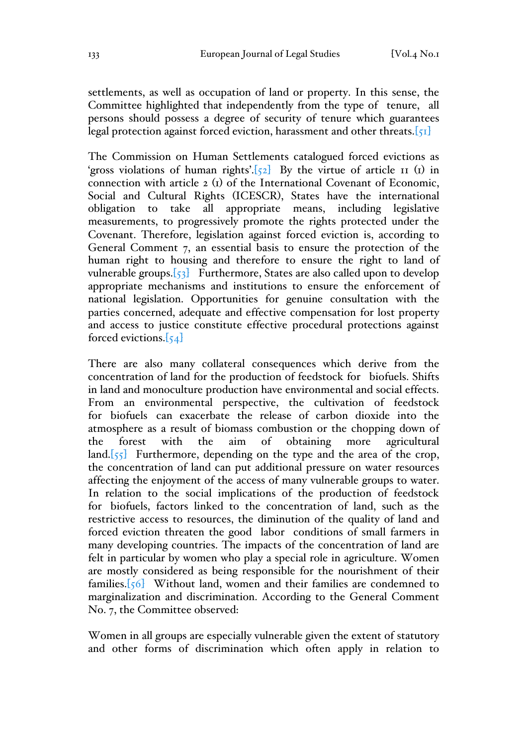settlements, as well as occupation of land or property. In this sense, the Committee highlighted that independently from the type of tenure, all persons should possess a degree of security of tenure which guarantees legal protection against forced eviction, harassment and other threats.[51]

The Commission on Human Settlements catalogued forced evictions as 'gross violations of human rights'.[52] By the virtue of article 11 (1) in connection with article 2 (1) of the International Covenant of Economic, Social and Cultural Rights (ICESCR), States have the international obligation to take all appropriate means, including legislative measurements, to progressively promote the rights protected under the Covenant. Therefore, legislation against forced eviction is, according to General Comment 7, an essential basis to ensure the protection of the human right to housing and therefore to ensure the right to land of vulnerable groups.[53] Furthermore, States are also called upon to develop appropriate mechanisms and institutions to ensure the enforcement of national legislation. Opportunities for genuine consultation with the parties concerned, adequate and effective compensation for lost property and access to justice constitute effective procedural protections against forced evictions.[54]

There are also many collateral consequences which derive from the concentration of land for the production of feedstock for biofuels. Shifts in land and monoculture production have environmental and social effects. From an environmental perspective, the cultivation of feedstock for biofuels can exacerbate the release of carbon dioxide into the atmosphere as a result of biomass combustion or the chopping down of the forest with the aim of obtaining more agricultural land.[55] Furthermore, depending on the type and the area of the crop, the concentration of land can put additional pressure on water resources affecting the enjoyment of the access of many vulnerable groups to water. In relation to the social implications of the production of feedstock for biofuels, factors linked to the concentration of land, such as the restrictive access to resources, the diminution of the quality of land and forced eviction threaten the good labor conditions of small farmers in many developing countries. The impacts of the concentration of land are felt in particular by women who play a special role in agriculture. Women are mostly considered as being responsible for the nourishment of their families.[56] Without land, women and their families are condemned to marginalization and discrimination. According to the General Comment No. 7, the Committee observed:

Women in all groups are especially vulnerable given the extent of statutory and other forms of discrimination which often apply in relation to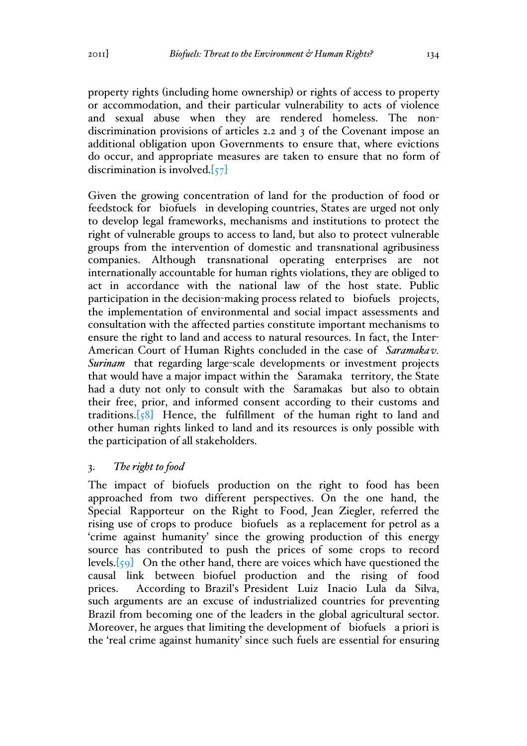property rights (including home ownership) or rights of access to property or accommodation, and their particular vulnerability to acts of violence and sexual abuse when they are rendered homeless. The non-discrimination provisions of articles 2.2 and 3 of the Covenant impose an additional obligation upon Governments to ensure that, where evictions do occur, and appropriate measures are taken to ensure that no form of discrimination is involved.[57]

Given the growing concentration of land for the production of food or feedstock for biofuels in developing countries, States are urged not only to develop legal frameworks, mechanisms and institutions to protect the right of vulnerable groups to access to land, but also to protect vulnerable groups from the intervention of domestic and transnational agribusiness companies. Although transnational operating enterprises are not internationally accountable for human rights violations, they are obliged to act in accordance with the national law of the host state. Public participation in the decision-making process related to biofuels projects, the implementation of environmental and social impact assessments and consultation with the affected parties constitute important mechanisms to ensure the right to land and access to natural resources. In fact, the Inter-American Court of Human Rights concluded in the case of *Saramaka v. Surinam* that regarding large-scale developments or investment projects that would have a major impact within the Saramaka territory, the State had a duty not only to consult with the Saramakas but also to obtain their free, prior, and informed consent according to their customs and traditions.[58] Hence, the fulfillment of the human right to land and other human rights linked to land and its resources is only possible with the participation of all stakeholders.

### 3. *The right to food*

The impact of biofuels production on the right to food has been approached from two different perspectives. On the one hand, the Special Rapporteur on the Right to Food, Jean Ziegler, referred the rising use of crops to produce biofuels as a replacement for petrol as a 'crime against humanity' since the growing production of this energy source has contributed to push the prices of some crops to record levels.[59] On the other hand, there are voices which have questioned the causal link between biofuel production and the rising of food prices. According to Brazil's President Luiz Inacio Lula da Silva, such arguments are an excuse of industrialized countries for preventing Brazil from becoming one of the leaders in the global agricultural sector. Moreover, he argues that limiting the development of biofuels a priori is the 'real crime against humanity' since such fuels are essential for ensuring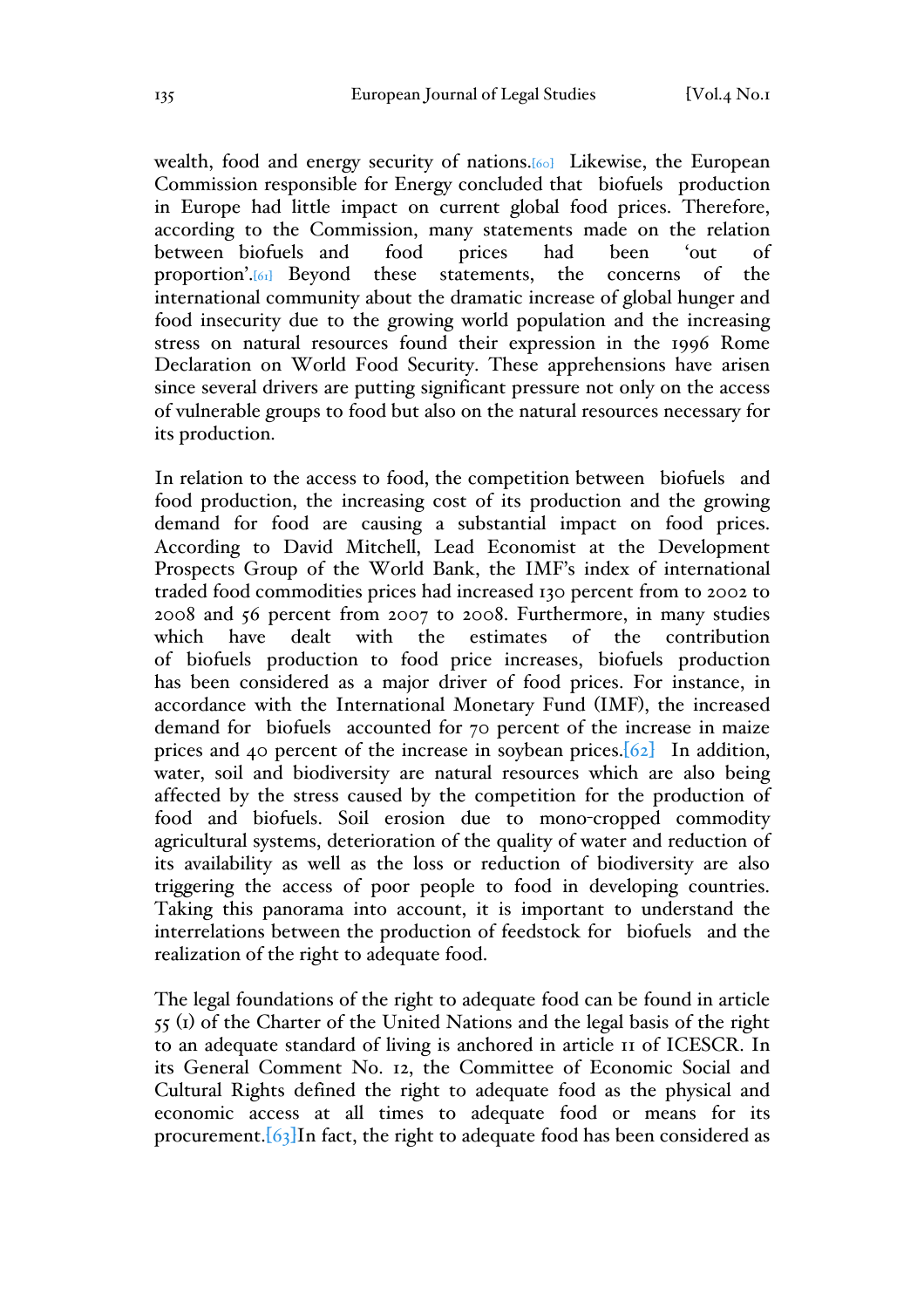wealth, food and energy security of nations.[60] Likewise, the European Commission responsible for Energy concluded that biofuels production in Europe had little impact on current global food prices. Therefore, according to the Commission, many statements made on the relation between biofuels and food prices had been 'out of proportion'.[61] Beyond these statements, the concerns of the international community about the dramatic increase of global hunger and food insecurity due to the growing world population and the increasing stress on natural resources found their expression in the 1996 Rome Declaration on World Food Security. These apprehensions have arisen since several drivers are putting significant pressure not only on the access of vulnerable groups to food but also on the natural resources necessary for its production.

In relation to the access to food, the competition between biofuels and food production, the increasing cost of its production and the growing demand for food are causing a substantial impact on food prices. According to David Mitchell, Lead Economist at the Development Prospects Group of the World Bank, the IMF's index of international traded food commodities prices had increased 130 percent from to 2002 to 2008 and 56 percent from 2007 to 2008. Furthermore, in many studies which have dealt with the estimates of the contribution of biofuels production to food price increases, biofuels production has been considered as a major driver of food prices. For instance, in accordance with the International Monetary Fund (IMF), the increased demand for biofuels accounted for 70 percent of the increase in maize prices and 40 percent of the increase in soybean prices.[62] In addition, water, soil and biodiversity are natural resources which are also being affected by the stress caused by the competition for the production of food and biofuels. Soil erosion due to mono-cropped commodity agricultural systems, deterioration of the quality of water and reduction of its availability as well as the loss or reduction of biodiversity are also triggering the access of poor people to food in developing countries. Taking this panorama into account, it is important to understand the interrelations between the production of feedstock for biofuels and the realization of the right to adequate food.

The legal foundations of the right to adequate food can be found in article 55 (1) of the Charter of the United Nations and the legal basis of the right to an adequate standard of living is anchored in article 11 of ICESCR. In its General Comment No. 12, the Committee of Economic Social and Cultural Rights defined the right to adequate food as the physical and economic access at all times to adequate food or means for its procurement.[63]In fact, the right to adequate food has been considered as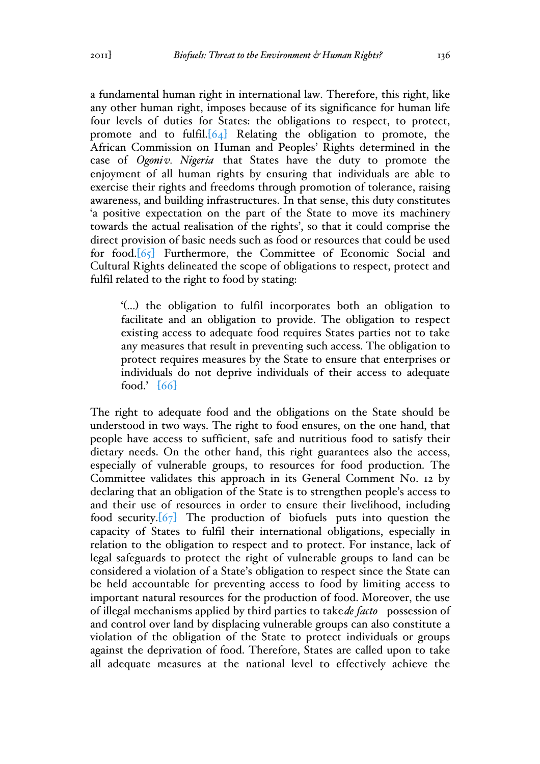a fundamental human right in international law. Therefore, this right, like any other human right, imposes because of its significance for human life four levels of duties for States: the obligations to respect, to protect, promote and to fulfil.[64] Relating the obligation to promote, the African Commission on Human and Peoples' Rights determined in the case of *Ogoni v. Nigeria* that States have the duty to promote the enjoyment of all human rights by ensuring that individuals are able to exercise their rights and freedoms through promotion of tolerance, raising awareness, and building infrastructures. In that sense, this duty constitutes 'a positive expectation on the part of the State to move its machinery towards the actual realisation of the rights', so that it could comprise the direct provision of basic needs such as food or resources that could be used for food.[65] Furthermore, the Committee of Economic Social and Cultural Rights delineated the scope of obligations to respect, protect and fulfil related to the right to food by stating:

> '(...) the obligation to fulfil incorporates both an obligation to facilitate and an obligation to provide. The obligation to respect existing access to adequate food requires States parties not to take any measures that result in preventing such access. The obligation to protect requires measures by the State to ensure that enterprises or individuals do not deprive individuals of their access to adequate food.' [66]

The right to adequate food and the obligations on the State should be understood in two ways. The right to food ensures, on the one hand, that people have access to sufficient, safe and nutritious food to satisfy their dietary needs. On the other hand, this right guarantees also the access, especially of vulnerable groups, to resources for food production. The Committee validates this approach in its General Comment No. 12 by declaring that an obligation of the State is to strengthen people's access to and their use of resources in order to ensure their livelihood, including food security.[67] The production of biofuels puts into question the capacity of States to fulfil their international obligations, especially in relation to the obligation to respect and to protect. For instance, lack of legal safeguards to protect the right of vulnerable groups to land can be considered a violation of a State's obligation to respect since the State can be held accountable for preventing access to food by limiting access to important natural resources for the production of food. Moreover, the use of illegal mechanisms applied by third parties to take *de facto* possession of and control over land by displacing vulnerable groups can also constitute a violation of the obligation of the State to protect individuals or groups against the deprivation of food. Therefore, States are called upon to take all adequate measures at the national level to effectively achieve the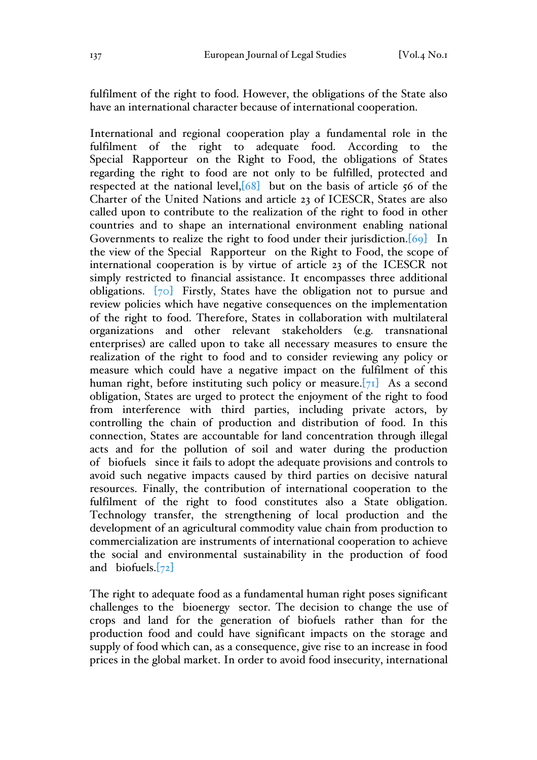fulfilment of the right to food. However, the obligations of the State also have an international character because of international cooperation.

International and regional cooperation play a fundamental role in the fulfilment of the right to adequate food. According to the Special Rapporteur on the Right to Food, the obligations of States regarding the right to food are not only to be fulfilled, protected and respected at the national level,[68] but on the basis of article 56 of the Charter of the United Nations and article 23 of ICESCR, States are also called upon to contribute to the realization of the right to food in other countries and to shape an international environment enabling national Governments to realize the right to food under their jurisdiction.[69] In the view of the Special Rapporteur on the Right to Food, the scope of international cooperation is by virtue of article 23 of the ICESCR not simply restricted to financial assistance. It encompasses three additional obligations. [70] Firstly, States have the obligation not to pursue and review policies which have negative consequences on the implementation of the right to food. Therefore, States in collaboration with multilateral organizations and other relevant stakeholders (e.g. transnational enterprises) are called upon to take all necessary measures to ensure the realization of the right to food and to consider reviewing any policy or measure which could have a negative impact on the fulfilment of this human right, before instituting such policy or measure.[71] As a second obligation, States are urged to protect the enjoyment of the right to food from interference with third parties, including private actors, by controlling the chain of production and distribution of food. In this connection, States are accountable for land concentration through illegal acts and for the pollution of soil and water during the production of biofuels since it fails to adopt the adequate provisions and controls to avoid such negative impacts caused by third parties on decisive natural resources. Finally, the contribution of international cooperation to the fulfilment of the right to food constitutes also a State obligation. Technology transfer, the strengthening of local production and the development of an agricultural commodity value chain from production to commercialization are instruments of international cooperation to achieve the social and environmental sustainability in the production of food and biofuels.[72]

The right to adequate food as a fundamental human right poses significant challenges to the bioenergy sector. The decision to change the use of crops and land for the generation of biofuels rather than for the production food and could have significant impacts on the storage and supply of food which can, as a consequence, give rise to an increase in food prices in the global market. In order to avoid food insecurity, international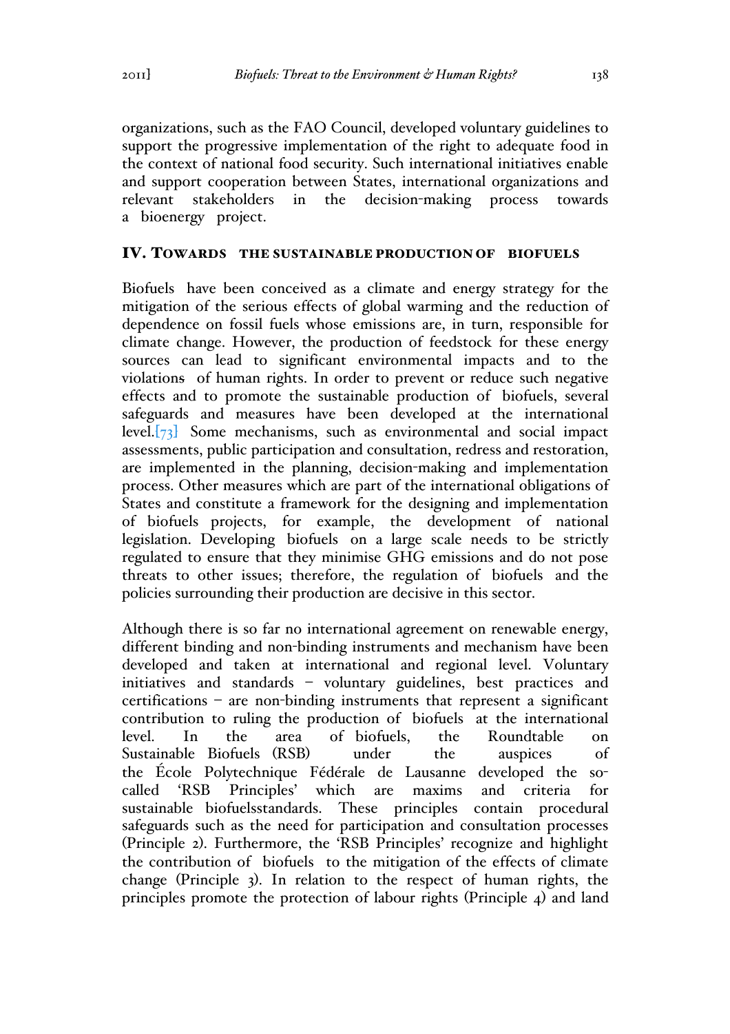organizations, such as the FAO Council, developed voluntary guidelines to support the progressive implementation of the right to adequate food in the context of national food security. Such international initiatives enable and support cooperation between States, international organizations and relevant stakeholders in the decision-making process towards a bioenergy project.

## IV. Towards the Sustainable Production of Biofuels

Biofuels have been conceived as a climate and energy strategy for the mitigation of the serious effects of global warming and the reduction of dependence on fossil fuels whose emissions are, in turn, responsible for climate change. However, the production of feedstock for these energy sources can lead to significant environmental impacts and to the violations of human rights. In order to prevent or reduce such negative effects and to promote the sustainable production of biofuels, several safeguards and measures have been developed at the international level.[73] Some mechanisms, such as environmental and social impact assessments, public participation and consultation, redress and restoration, are implemented in the planning, decision-making and implementation process. Other measures which are part of the international obligations of States and constitute a framework for the designing and implementation of biofuels projects, for example, the development of national legislation. Developing biofuels on a large scale needs to be strictly regulated to ensure that they minimise GHG emissions and do not pose threats to other issues; therefore, the regulation of biofuels and the policies surrounding their production are decisive in this sector.

Although there is so far no international agreement on renewable energy, different binding and non-binding instruments and mechanism have been developed and taken at international and regional level. Voluntary initiatives and standards – voluntary guidelines, best practices and certifications – are non-binding instruments that represent a significant contribution to ruling the production of biofuels at the international level. In the area of biofuels, the Roundtable on Sustainable Biofuels (RSB) under the auspices of the École Polytechnique Fédérale de Lausanne developed the so-called 'RSB Principles' which are maxims and criteria for sustainable biofuelsstandards. These principles contain procedural safeguards such as the need for participation and consultation processes (Principle 2). Furthermore, the 'RSB Principles' recognize and highlight the contribution of biofuels to the mitigation of the effects of climate change (Principle 3). In relation to the respect of human rights, the principles promote the protection of labour rights (Principle 4) and land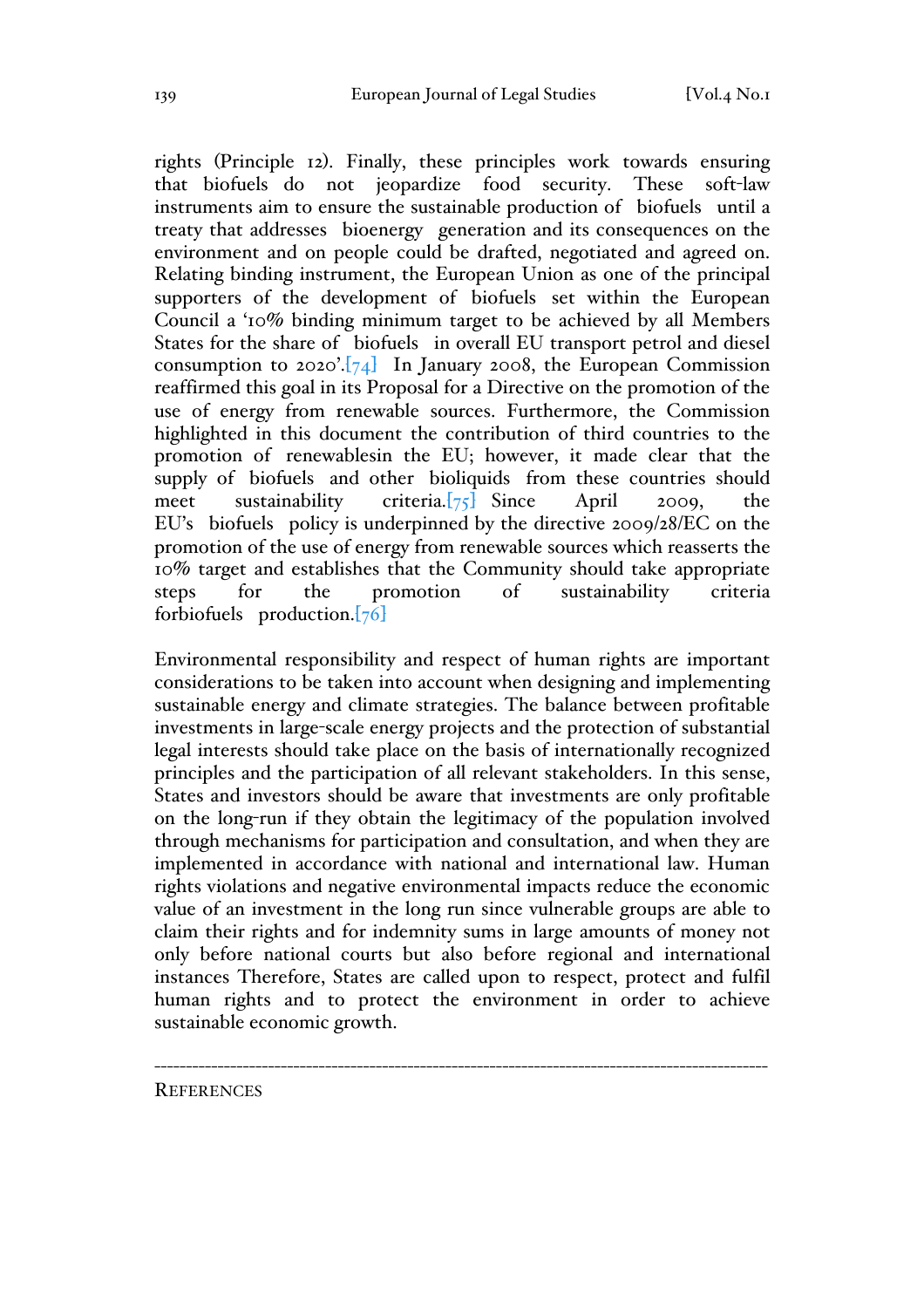rights (Principle 12). Finally, these principles work towards ensuring that biofuels do not jeopardize food security. These soft-law instruments aim to ensure the sustainable production of biofuels until a treaty that addresses bioenergy generation and its consequences on the environment and on people could be drafted, negotiated and agreed on. Relating binding instrument, the European Union as one of the principal supporters of the development of biofuels set within the European Council a '10% binding minimum target to be achieved by all Members States for the share of biofuels in overall EU transport petrol and diesel consumption to 2020'.[74] In January 2008, the European Commission reaffirmed this goal in its Proposal for a Directive on the promotion of the use of energy from renewable sources. Furthermore, the Commission highlighted in this document the contribution of third countries to the promotion of renewablesin the EU; however, it made clear that the supply of biofuels and other bioliquids from these countries should meet sustainability criteria.[75] Since April 2009, the EU's biofuels policy is underpinned by the directive 2009/28/EC on the promotion of the use of energy from renewable sources which reasserts the 10% target and establishes that the Community should take appropriate steps for the promotion of sustainability criteria forbiofuels production.[76]

Environmental responsibility and respect of human rights are important considerations to be taken into account when designing and implementing sustainable energy and climate strategies. The balance between profitable investments in large-scale energy projects and the protection of substantial legal interests should take place on the basis of internationally recognized principles and the participation of all relevant stakeholders. In this sense, States and investors should be aware that investments are only profitable on the long-run if they obtain the legitimacy of the population involved through mechanisms for participation and consultation, and when they are implemented in accordance with national and international law. Human rights violations and negative environmental impacts reduce the economic value of an investment in the long run since vulnerable groups are able to claim their rights and for indemnity sums in large amounts of money not only before national courts but also before regional and international instances Therefore, States are called upon to respect, protect and fulfil human rights and to protect the environment in order to achieve sustainable economic growth.

---

REFERENCES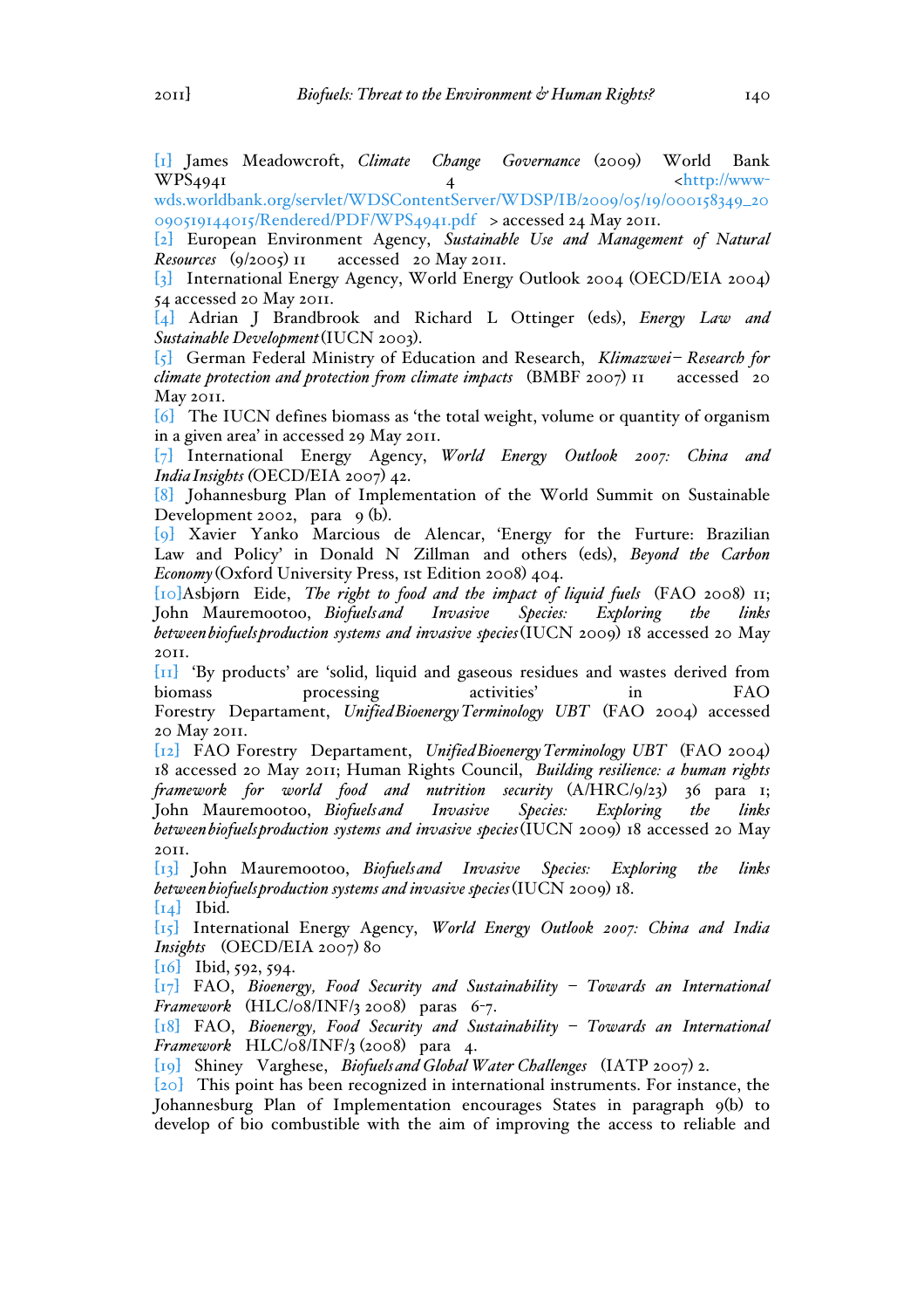[1] James Meadowcroft, *Climate Change Governance* (2009) World Bank WPS4941 4 <http://www-wds.worldbank.org/servlet/WDSContentServer/WDSP/IB/2009/05/19/000158349_20090519144015/Rendered/PDF/WPS4941.pdf > accessed 24 May 2011.

[2] European Environment Agency, *Sustainable Use and Management of Natural Resources* (9/2005) 11 accessed 20 May 2011.

[3] International Energy Agency, World Energy Outlook 2004 (OECD/EIA 2004) 54 accessed 20 May 2011.

[4] Adrian J Brandbrook and Richard L Ottinger (eds), *Energy Law and Sustainable Development* (IUCN 2003).

[5] German Federal Ministry of Education and Research, *Klimazwei– Research for climate protection and protection from climate impacts* (BMBF 2007) 11 accessed 20 May 2011.

[6] The IUCN defines biomass as 'the total weight, volume or quantity of organism in a given area' in accessed 29 May 2011.

[7] International Energy Agency, *World Energy Outlook 2007: China and India Insights* (OECD/EIA 2007) 42.

[8] Johannesburg Plan of Implementation of the World Summit on Sustainable Development 2002, para 9 (b).

[9] Xavier Yanko Marcious de Alencar, 'Energy for the Furture: Brazilian Law and Policy' in Donald N Zillman and others (eds), *Beyond the Carbon Economy* (Oxford University Press, 1st Edition 2008) 404.

[10] Asbjørn Eide, *The right to food and the impact of liquid fuels* (FAO 2008) 11; John Mauremootoo, *Biofuels and Invasive Species: Exploring the links between biofuels production systems and invasive species* (IUCN 2009) 18 accessed 20 May 2011.

[11] 'By products' are 'solid, liquid and gaseous residues and wastes derived from biomass processing activities' in FAO Forestry Departament, *Unified Bioenergy Terminology UBT* (FAO 2004) accessed 20 May 2011.

[12] FAO Forestry Departament, *Unified Bioenergy Terminology UBT* (FAO 2004) 18 accessed 20 May 2011; Human Rights Council, *Building resilience: a human rights framework for world food and nutrition security* (A/HRC/9/23) 36 para 1; John Mauremootoo, *Biofuels and Invasive Species: Exploring the links between biofuels production systems and invasive species* (IUCN 2009) 18 accessed 20 May 2011.

[13] John Mauremootoo, *Biofuels and Invasive Species: Exploring the links between biofuels production systems and invasive species* (IUCN 2009) 18.

[14] Ibid.

[15] International Energy Agency, *World Energy Outlook 2007: China and India Insights* (OECD/EIA 2007) 80

[16] Ibid, 592, 594.

[17] FAO, *Bioenergy, Food Security and Sustainability – Towards an International Framework* (HLC/08/INF/3 2008) paras 6-7.

[18] FAO, *Bioenergy, Food Security and Sustainability – Towards an International Framework* HLC/08/INF/3 (2008) para 4.

[19] Shiney Varghese, *Biofuels and Global Water Challenges* (IATP 2007) 2.

[20] This point has been recognized in international instruments. For instance, the Johannesburg Plan of Implementation encourages States in paragraph 9(b) to develop of bio combustible with the aim of improving the access to reliable and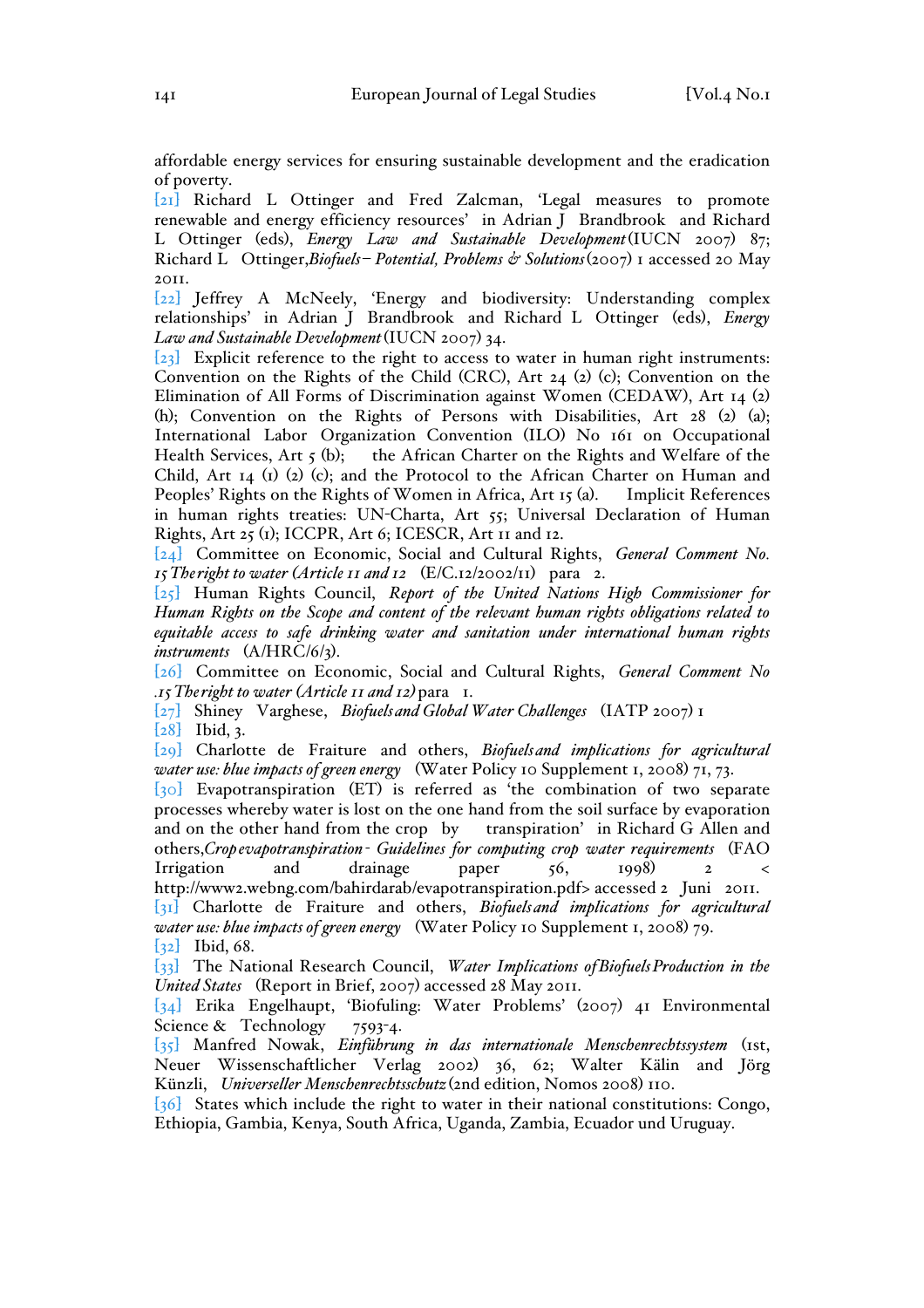affordable energy services for ensuring sustainable development and the eradication of poverty.

[21] Richard L Ottinger and Fred Zalcman, 'Legal measures to promote renewable and energy efficiency resources' in Adrian J Brandbrook and Richard L Ottinger (eds), *Energy Law and Sustainable Development* (IUCN 2007) 87; Richard L Ottinger, *Biofuels – Potential, Problems & Solutions* (2007) 1 accessed 20 May 2011.

[22] Jeffrey A McNeely, 'Energy and biodiversity: Understanding complex relationships' in Adrian J Brandbrook and Richard L Ottinger (eds), *Energy Law and Sustainable Development* (IUCN 2007) 34.

[23] Explicit reference to the right to access to water in human right instruments: Convention on the Rights of the Child (CRC), Art 24 (2) (c); Convention on the Elimination of All Forms of Discrimination against Women (CEDAW), Art 14 (2) (h); Convention on the Rights of Persons with Disabilities, Art 28 (2) (a); International Labor Organization Convention (ILO) No 161 on Occupational Health Services, Art 5 (b); the African Charter on the Rights and Welfare of the Child, Art 14 (1) (2) (c); and the Protocol to the African Charter on Human and Peoples' Rights on the Rights of Women in Africa, Art 15 (a). Implicit References in human rights treaties: UN-Charta, Art 55; Universal Declaration of Human Rights, Art 25 (1); ICCPR, Art 6; ICESCR, Art 11 and 12.

[24] Committee on Economic, Social and Cultural Rights, *General Comment No. 15 The right to water (Article 11 and 12* (E/C.12/2002/11) para 2.

[25] Human Rights Council, *Report of the United Nations High Commissioner for Human Rights on the Scope and content of the relevant human rights obligations related to equitable access to safe drinking water and sanitation under international human rights instruments* (A/HRC/6/3).

[26] Committee on Economic, Social and Cultural Rights, *General Comment No .15 The right to water (Article 11 and 12)* para 1.

[27] Shiney Varghese, *Biofuels and Global Water Challenges* (IATP 2007) 1

[28] Ibid, 3.

[29] Charlotte de Fraiture and others, *Biofuels and implications for agricultural water use: blue impacts of green energy* (Water Policy 10 Supplement 1, 2008) 71, 73.

[30] Evapotranspiration (ET) is referred as 'the combination of two separate processes whereby water is lost on the one hand from the soil surface by evaporation and on the other hand from the crop by transpiration' in Richard G Allen and others, *Crop evapotranspiration - Guidelines for computing crop water requirements* (FAO Irrigation and drainage paper 56, 1998) 2 < http://www2.webng.com/bahirdarab/evapotranspiration.pdf> accessed 2 Juni 2011.

[31] Charlotte de Fraiture and others, *Biofuels and implications for agricultural water use: blue impacts of green energy* (Water Policy 10 Supplement 1, 2008) 79.

[32] Ibid, 68.

[33] The National Research Council, *Water Implications of Biofuels Production in the United States* (Report in Brief, 2007) accessed 28 May 2011.

[34] Erika Engelhaupt, 'Biofuling: Water Problems' (2007) 41 Environmental Science & Technology 7593-4.

[35] Manfred Nowak, *Einführung in das internationale Menschenrechtssystem* (1st, Neuer Wissenschaftlicher Verlag 2002) 36, 62; Walter Kälin and Jörg Künzli, *Universeller Menschenrechtsschutz* (2nd edition, Nomos 2008) 110.

[36] States which include the right to water in their national constitutions: Congo, Ethiopia, Gambia, Kenya, South Africa, Uganda, Zambia, Ecuador und Uruguay.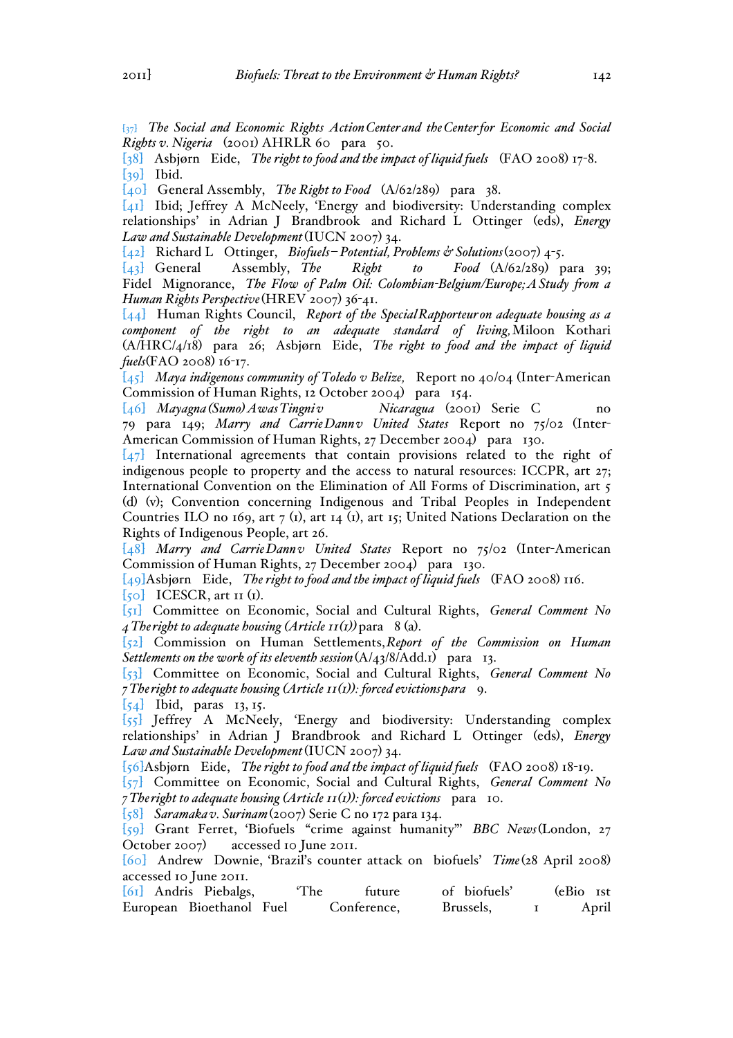[37] *The Social and Economic Rights Action Center and the Center for Economic and Social Rights v. Nigeria* (2001) AHRLR 60 para 50.

[38] Asbjørn Eide, *The right to food and the impact of liquid fuels* (FAO 2008) 17-8.

[39] Ibid.

[40] General Assembly, *The Right to Food* (A/62/289) para 38.

[41] Ibid; Jeffrey A McNeely, 'Energy and biodiversity: Understanding complex relationships' in Adrian J Brandbrook and Richard L Ottinger (eds), *Energy Law and Sustainable Development* (IUCN 2007) 34.

[42] Richard L Ottinger, *Biofuels – Potential, Problems & Solutions* (2007) 4-5.

[43] General Assembly, *The Right to Food* (A/62/289) para 39; Fidel Mignorance, *The Flow of Palm Oil: Colombian-Belgium/Europe; A Study from a Human Rights Perspective* (HREV 2007) 36-41.

[44] Human Rights Council, *Report of the Special Rapporteur on adequate housing as a component of the right to an adequate standard of living,* Miloon Kothari (A/HRC/4/18) para 26; Asbjørn Eide, *The right to food and the impact of liquid fuels* (FAO 2008) 16-17.

[45] *Maya indigenous community of Toledo v Belize,* Report no 40/04 (Inter-American Commission of Human Rights, 12 October 2004) para 154.

[46] *Mayagna (Sumo) Awas Tingni v Nicaragua* (2001) Serie C no 79 para 149; *Marry and Carrie Dann v United States* Report no 75/02 (Inter-American Commission of Human Rights, 27 December 2004) para 130.

[47] International agreements that contain provisions related to the right of indigenous people to property and the access to natural resources: ICCPR, art 27; International Convention on the Elimination of All Forms of Discrimination, art 5 (d) (v); Convention concerning Indigenous and Tribal Peoples in Independent Countries ILO no 169, art 7 (1), art 14 (1), art 15; United Nations Declaration on the Rights of Indigenous People, art 26.

[48] *Marry and Carrie Dann v United States* Report no 75/02 (Inter-American Commission of Human Rights, 27 December 2004) para 130.

[49] Asbjørn Eide, *The right to food and the impact of liquid fuels* (FAO 2008) 116.

[50] ICESCR, art 11 (1).

[51] Committee on Economic, Social and Cultural Rights, *General Comment No 4 The right to adequate housing (Article 11(1))* para 8 (a).

[52] Commission on Human Settlements, *Report of the Commission on Human Settlements on the work of its eleventh session* (A/43/8/Add.1) para 13.

[53] Committee on Economic, Social and Cultural Rights, *General Comment No 7 The right to adequate housing (Article 11(1)): forced evictions* para 9.

[54] Ibid, paras 13, 15.

[55] Jeffrey A McNeely, 'Energy and biodiversity: Understanding complex relationships' in Adrian J Brandbrook and Richard L Ottinger (eds), *Energy Law and Sustainable Development* (IUCN 2007) 34.

[56] Asbjørn Eide, *The right to food and the impact of liquid fuels* (FAO 2008) 18-19.

[57] Committee on Economic, Social and Cultural Rights, *General Comment No 7 The right to adequate housing (Article 11(1)): forced evictions* para 10.

[58] *Saramaka v. Surinam* (2007) Serie C no 172 para 134.

[59] Grant Ferret, 'Biofuels "crime against humanity"' *BBC News* (London, 27 October 2007) accessed 10 June 2011.

[60] Andrew Downie, 'Brazil's counter attack on biofuels' *Time* (28 April 2008) accessed 10 June 2011.

[61] Andris Piebalgs, 'The future of biofuels' (eBio 1st European Bioethanol Fuel Conference, Brussels, 1 April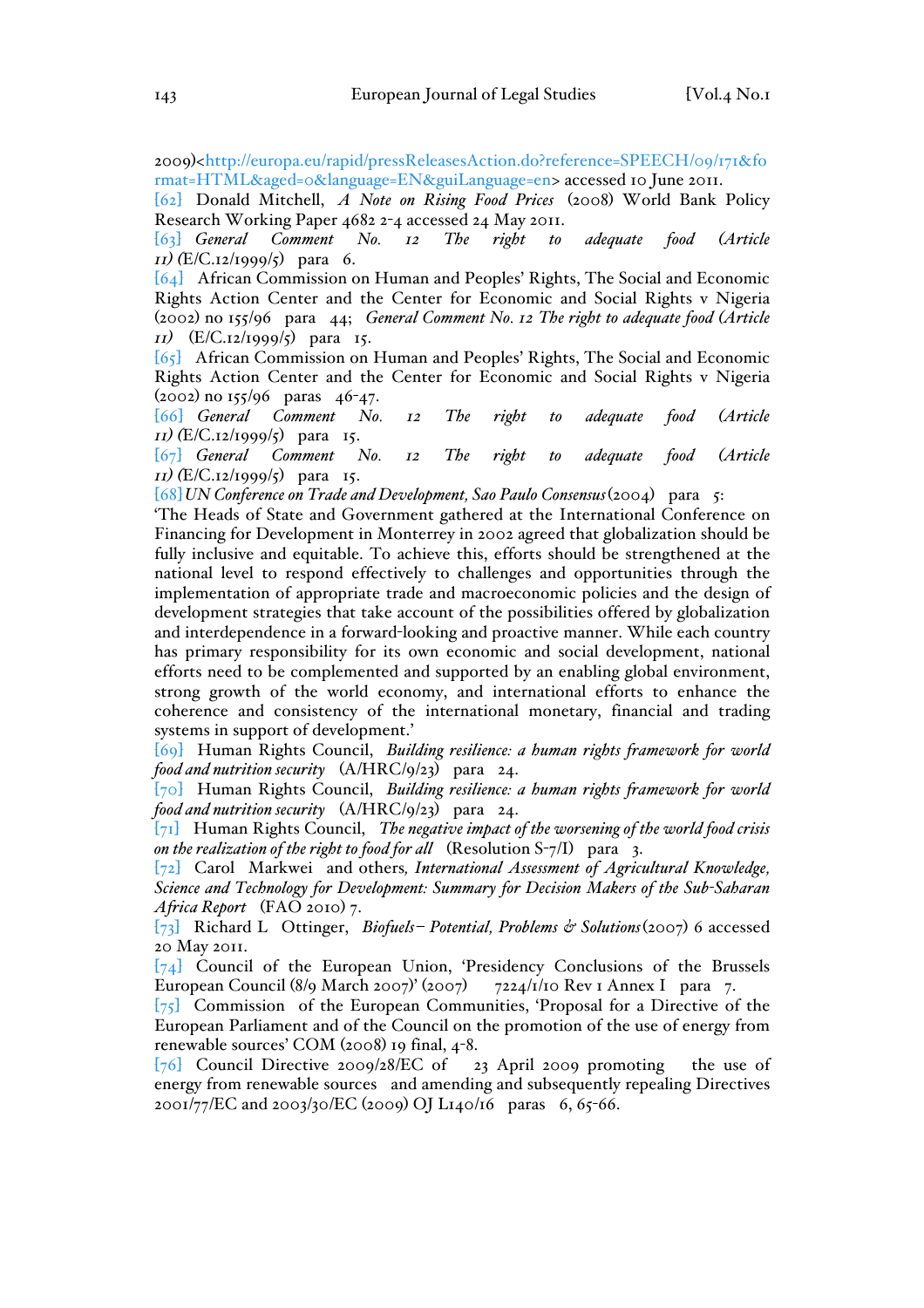2009)<http://europa.eu/rapid/pressReleasesAction.do?reference=SPEECH/09/171&format=HTML&aged=0&language=EN&guiLanguage=en> accessed 10 June 2011.

[62] Donald Mitchell, *A Note on Rising Food Prices* (2008) World Bank Policy Research Working Paper 4682 2-4 accessed 24 May 2011.

[63] *General Comment No. 12 The right to adequate food (Article 11)* (E/C.12/1999/5) para 6.

[64] African Commission on Human and Peoples' Rights, The Social and Economic Rights Action Center and the Center for Economic and Social Rights v Nigeria (2002) no 155/96 para 44; *General Comment No. 12 The right to adequate food (Article 11)* (E/C.12/1999/5) para 15.

[65] African Commission on Human and Peoples' Rights, The Social and Economic Rights Action Center and the Center for Economic and Social Rights v Nigeria (2002) no 155/96 paras 46-47.

[66] *General Comment No. 12 The right to adequate food (Article 11)* (E/C.12/1999/5) para 15.

[67] *General Comment No. 12 The right to adequate food (Article 11)* (E/C.12/1999/5) para 15.

[68] *UN Conference on Trade and Development, Sao Paulo Consensus* (2004) para 5: 'The Heads of State and Government gathered at the International Conference on Financing for Development in Monterrey in 2002 agreed that globalization should be fully inclusive and equitable. To achieve this, efforts should be strengthened at the national level to respond effectively to challenges and opportunities through the implementation of appropriate trade and macroeconomic policies and the design of development strategies that take account of the possibilities offered by globalization and interdependence in a forward-looking and proactive manner. While each country has primary responsibility for its own economic and social development, national efforts need to be complemented and supported by an enabling global environment, strong growth of the world economy, and international efforts to enhance the coherence and consistency of the international monetary, financial and trading systems in support of development.'

[69] Human Rights Council, *Building resilience: a human rights framework for world food and nutrition security* (A/HRC/9/23) para 24.

[70] Human Rights Council, *Building resilience: a human rights framework for world food and nutrition security* (A/HRC/9/23) para 24.

[71] Human Rights Council, *The negative impact of the worsening of the world food crisis on the realization of the right to food for all* (Resolution S-7/I) para 3.

[72] Carol Markwei and others*, International Assessment of Agricultural Knowledge, Science and Technology for Development: Summary for Decision Makers of the Sub-Saharan Africa Report* (FAO 2010) 7.

[73] Richard L Ottinger, *Biofuels– Potential, Problems & Solutions* (2007) 6 accessed 20 May 2011.

[74] Council of the European Union, 'Presidency Conclusions of the Brussels European Council (8/9 March 2007)' (2007) 7224/1/10 Rev 1 Annex I para 7.

[75] Commission of the European Communities, 'Proposal for a Directive of the European Parliament and of the Council on the promotion of the use of energy from renewable sources' COM (2008) 19 final, 4-8.

[76] Council Directive 2009/28/EC of 23 April 2009 promoting the use of energy from renewable sources and amending and subsequently repealing Directives 2001/77/EC and 2003/30/EC (2009) OJ L140/16 paras 6, 65-66.